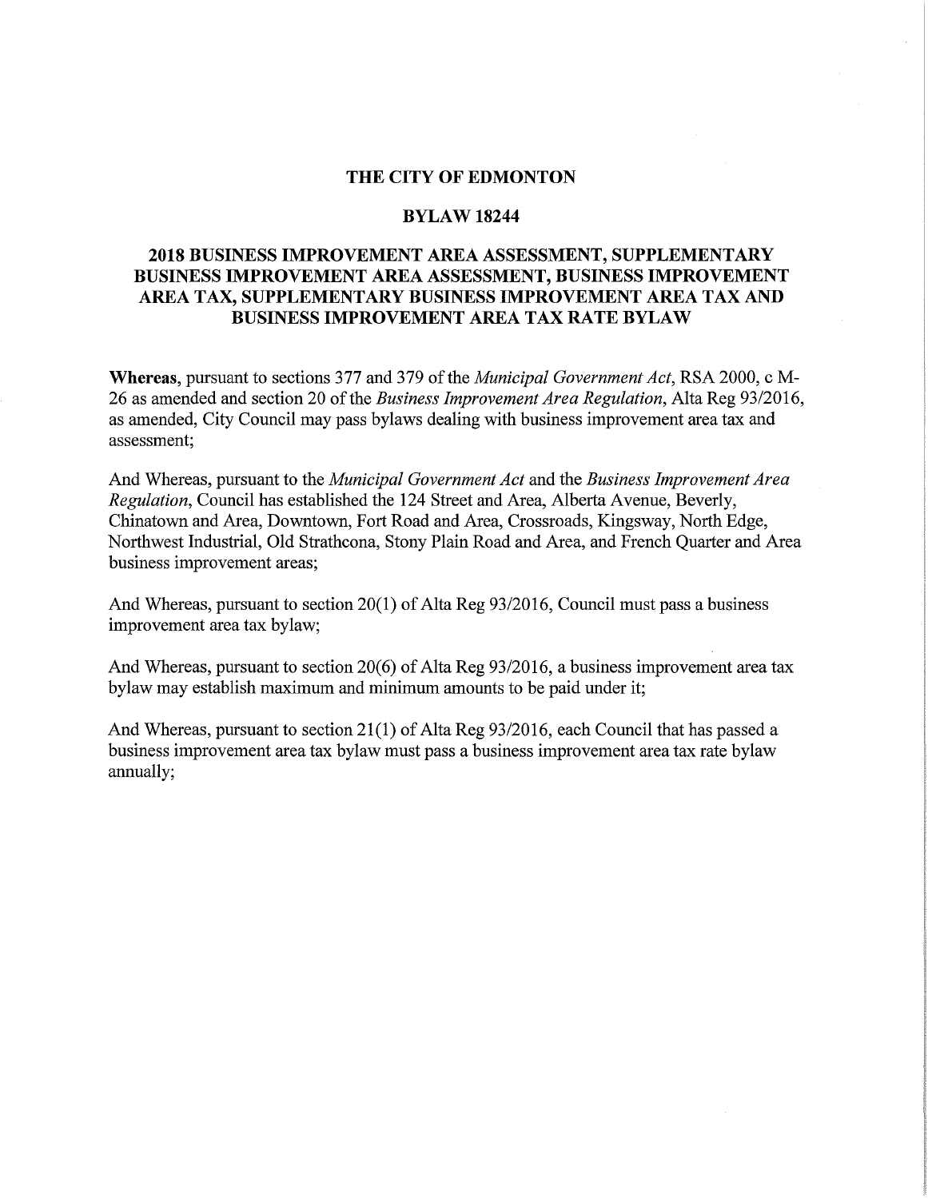# THE CITY OF EDMONTON

## BYLAW 18244

## 2018 BUSINESS IMPROVEMENT AREA ASSESSMENT, SUPPLEMENTARY BUSINESS IMPROVEMENT AREA ASSESSMENT, BUSINESS IMPROVEMENT AREA TAX, SUPPLEMENTARY BUSINESS IMPROVEMENT AREA TAX AND BUSINESS IMPROVEMENT AREA TAX RATE BYLAW

**Whereas**, pursuant to sections 377 and 379 of the *Municipal Government Act*, RSA 2000, c M-26 as amended and section 20 of the *Business Improvement Area Regulation*, Alta Reg 93/2016, as amended, City Council may pass bylaws dealing with business improvement area tax and assessment;

And Whereas, pursuant to the *Municipal Government Act* and the *Business Improvement Area Regulation*, Council has established the 124 Street and Area, Alberta Avenue, Beverly, Chinatown and Area, Downtown, Fort Road and Area, Crossroads, Kingsway, North Edge, Northwest Industrial, Old Strathcona, Stony Plain Road and Area, and French Quarter and Area business improvement areas;

And Whereas, pursuant to section 20(1) of Alta Reg 93/2016, Council must pass a business improvement area tax bylaw;

And Whereas, pursuant to section 20(6) of Alta Reg 93/2016, a business improvement area tax bylaw may establish maximum and minimum amounts to be paid under it;

And Whereas, pursuant to section 21(1) of Alta Reg 93/2016, each Council that has passed a business improvement area tax bylaw must pass a business improvement area tax rate bylaw annually;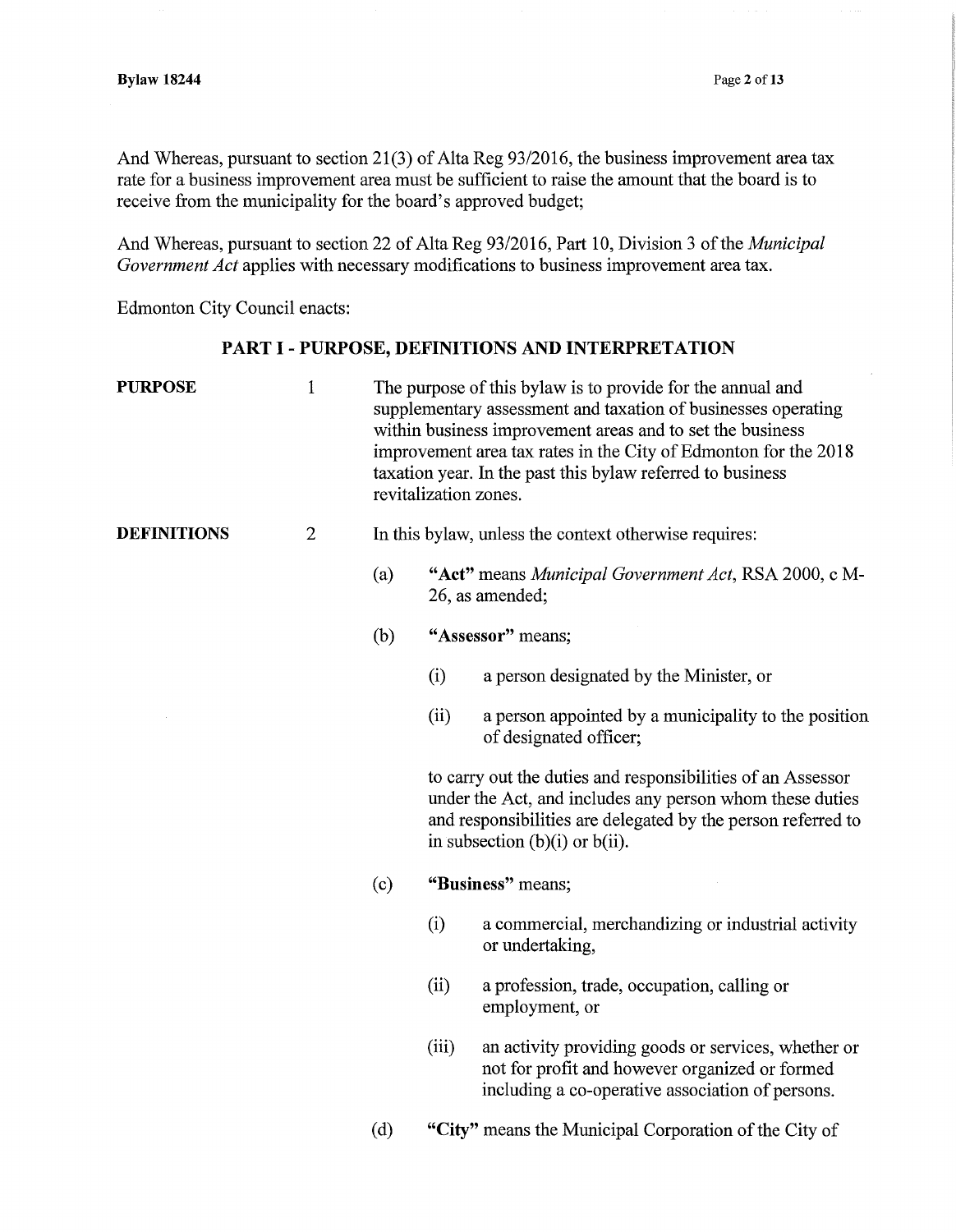And Whereas, pursuant to section 21(3) of Alta Reg 93/2016, the business improvement area tax rate for a business improvement area must be sufficient to raise the amount that the board is to receive from the municipality for the board's approved budget;

And Whereas, pursuant to section 22 of Alta Reg 93/2016, Part 10, Division 3 of the *Municipal Government Act* applies with necessary modifications to business improvement area tax.

Edmonton City Council enacts:

## PART I - PURPOSE, DEFINITIONS AND INTERPRETATION

**PURPOSE**

1 The purpose of this bylaw is to provide for the annual and supplementary assessment and taxation of businesses operating within business improvement areas and to set the business improvement area tax rates in the City of Edmonton for the 2018 taxation year. In the past this bylaw referred to business revitalization zones.

**DEFINITIONS**

2 In this bylaw, unless the context otherwise requires:

(a) **"Act"** means *Municipal Government Act*, RSA 2000, c M-26, as amended;

(b) **"Assessor"** means;

(i) a person designated by the Minister, or

(ii) a person appointed by a municipality to the position of designated officer;

to carry out the duties and responsibilities of an Assessor under the Act, and includes any person whom these duties and responsibilities are delegated by the person referred to in subsection (b)(i) or b(ii).

(c) **"Business"** means;

(i) a commercial, merchandizing or industrial activity or undertaking,

(ii) a profession, trade, occupation, calling or employment, or

(iii) an activity providing goods or services, whether or not for profit and however organized or formed including a co-operative association of persons.

(d) **"City"** means the Municipal Corporation of the City of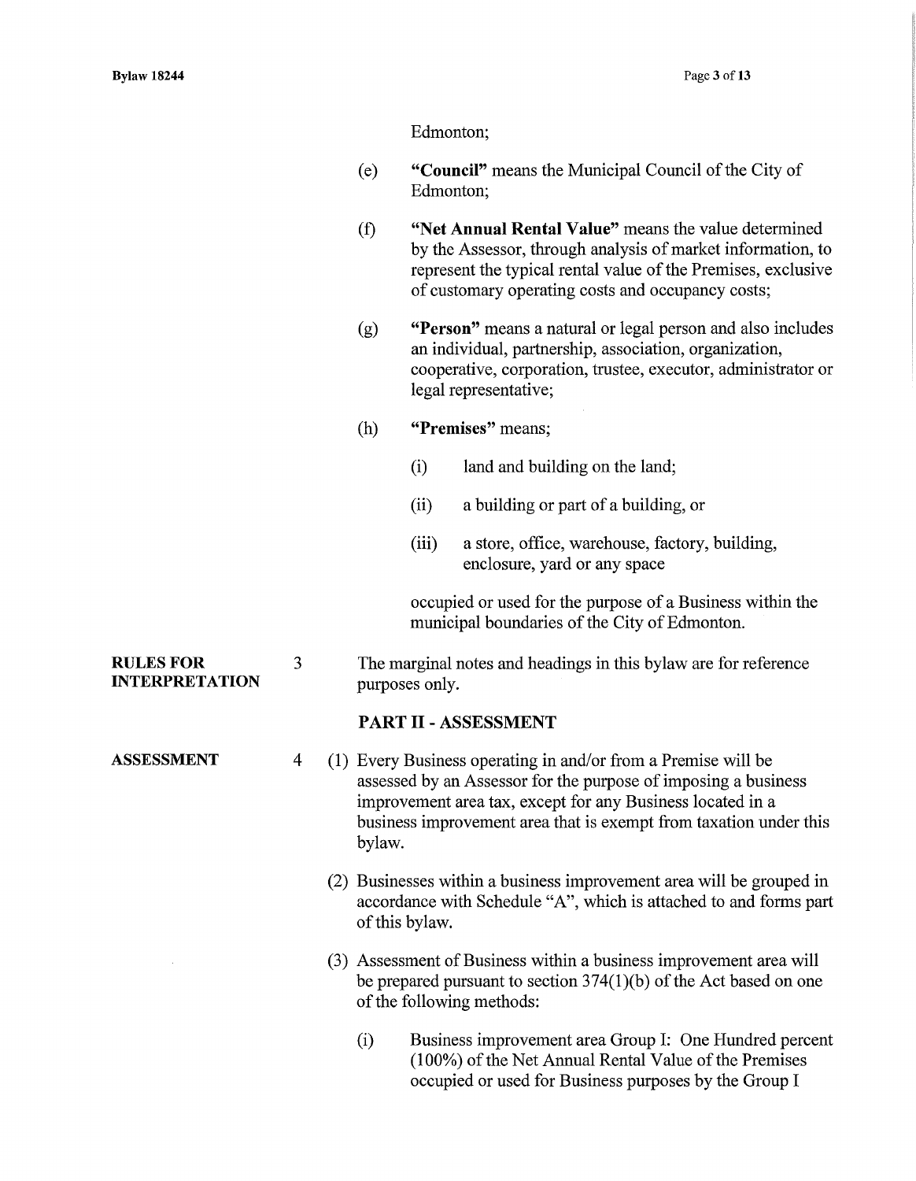Edmonton;

(e) **"Council"** means the Municipal Council of the City of Edmonton;

(f) **"Net Annual Rental Value"** means the value determined by the Assessor, through analysis of market information, to represent the typical rental value of the Premises, exclusive of customary operating costs and occupancy costs;

(g) **"Person"** means a natural or legal person and also includes an individual, partnership, association, organization, cooperative, corporation, trustee, executor, administrator or legal representative;

(h) **"Premises"** means;

  (i) land and building on the land;

  (ii) a building or part of a building, or

  (iii) a store, office, warehouse, factory, building, enclosure, yard or any space

occupied or used for the purpose of a Business within the municipal boundaries of the City of Edmonton.

**RULES FOR INTERPRETATION**

3 The marginal notes and headings in this bylaw are for reference purposes only.

## PART II - ASSESSMENT

**ASSESSMENT**

4 (1) Every Business operating in and/or from a Premise will be assessed by an Assessor for the purpose of imposing a business improvement area tax, except for any Business located in a business improvement area that is exempt from taxation under this bylaw.

(2) Businesses within a business improvement area will be grouped in accordance with Schedule "A", which is attached to and forms part of this bylaw.

(3) Assessment of Business within a business improvement area will be prepared pursuant to section 374(1)(b) of the Act based on one of the following methods:

  (i) Business improvement area Group I: One Hundred percent (100%) of the Net Annual Rental Value of the Premises occupied or used for Business purposes by the Group I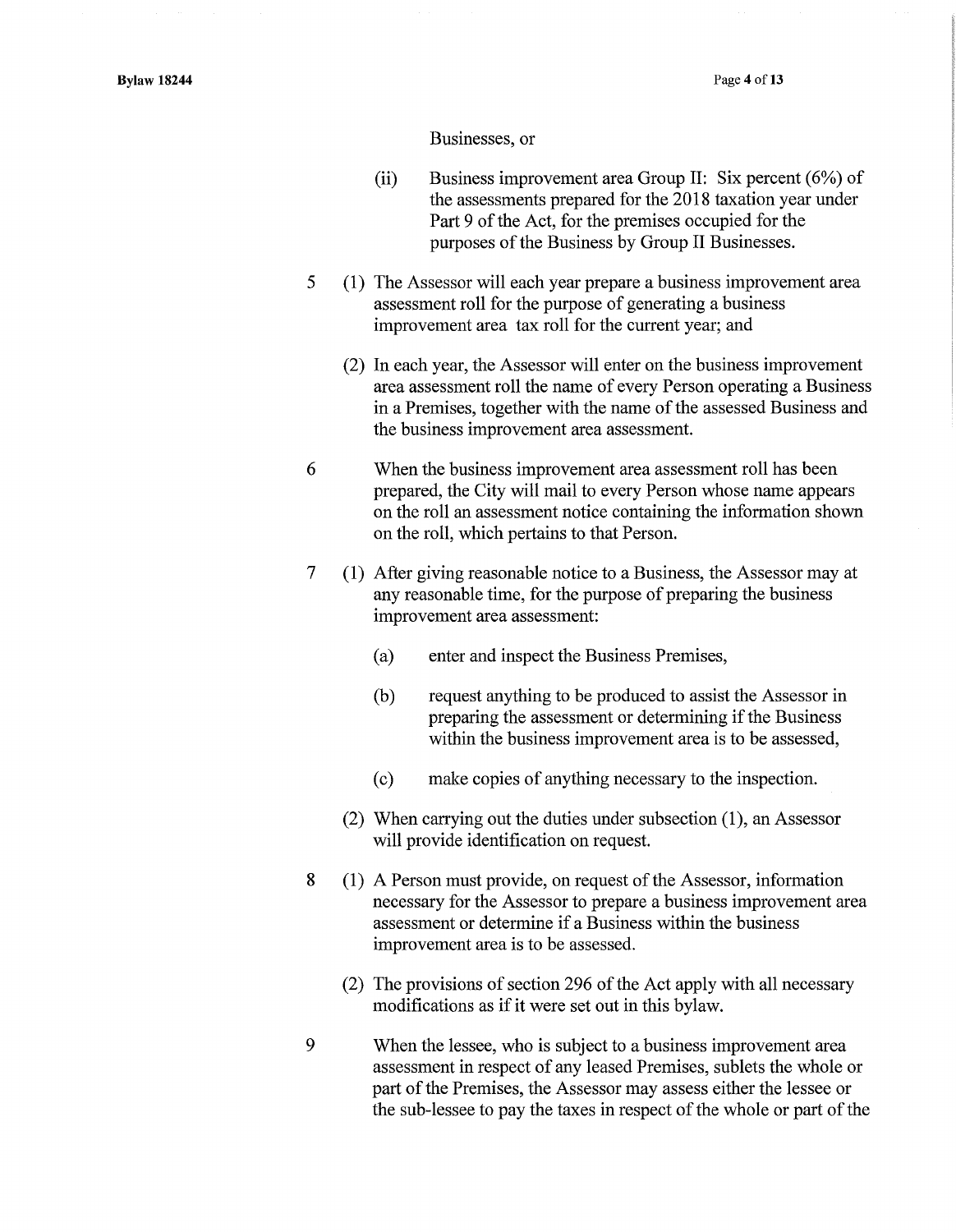Businesses, or

(ii) Business improvement area Group II: Six percent (6%) of the assessments prepared for the 2018 taxation year under Part 9 of the Act, for the premises occupied for the purposes of the Business by Group II Businesses.

5 (1) The Assessor will each year prepare a business improvement area assessment roll for the purpose of generating a business improvement area tax roll for the current year; and

(2) In each year, the Assessor will enter on the business improvement area assessment roll the name of every Person operating a Business in a Premises, together with the name of the assessed Business and the business improvement area assessment.

6 When the business improvement area assessment roll has been prepared, the City will mail to every Person whose name appears on the roll an assessment notice containing the information shown on the roll, which pertains to that Person.

7 (1) After giving reasonable notice to a Business, the Assessor may at any reasonable time, for the purpose of preparing the business improvement area assessment:

(a) enter and inspect the Business Premises,

(b) request anything to be produced to assist the Assessor in preparing the assessment or determining if the Business within the business improvement area is to be assessed,

(c) make copies of anything necessary to the inspection.

(2) When carrying out the duties under subsection (1), an Assessor will provide identification on request.

8 (1) A Person must provide, on request of the Assessor, information necessary for the Assessor to prepare a business improvement area assessment or determine if a Business within the business improvement area is to be assessed.

(2) The provisions of section 296 of the Act apply with all necessary modifications as if it were set out in this bylaw.

9 When the lessee, who is subject to a business improvement area assessment in respect of any leased Premises, sublets the whole or part of the Premises, the Assessor may assess either the lessee or the sub-lessee to pay the taxes in respect of the whole or part of the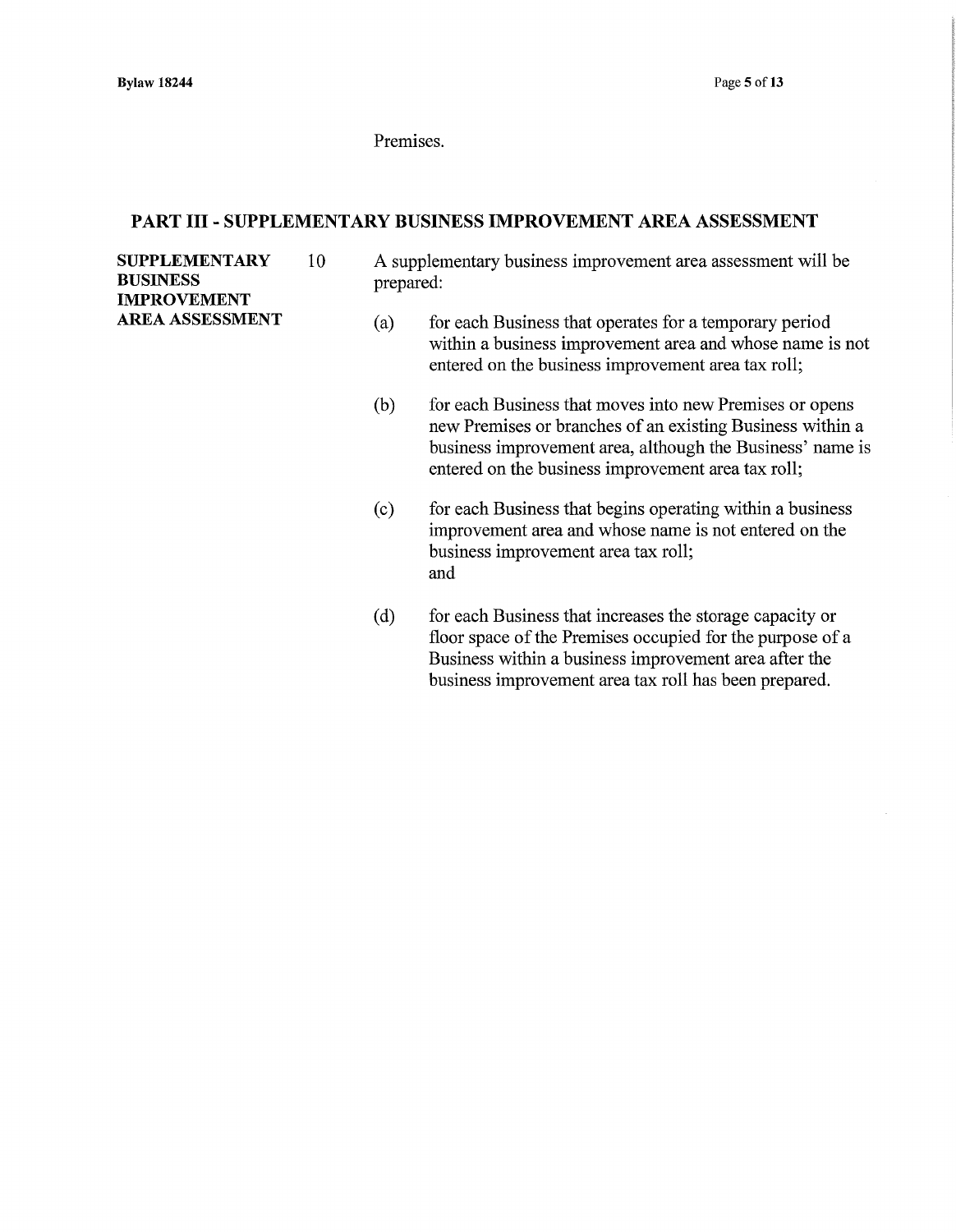Premises.

## PART III - SUPPLEMENTARY BUSINESS IMPROVEMENT AREA ASSESSMENT

**SUPPLEMENTARY BUSINESS IMPROVEMENT AREA ASSESSMENT**

10 A supplementary business improvement area assessment will be prepared:

(a) for each Business that operates for a temporary period within a business improvement area and whose name is not entered on the business improvement area tax roll;

(b) for each Business that moves into new Premises or opens new Premises or branches of an existing Business within a business improvement area, although the Business' name is entered on the business improvement area tax roll;

(c) for each Business that begins operating within a business improvement area and whose name is not entered on the business improvement area tax roll;
and

(d) for each Business that increases the storage capacity or floor space of the Premises occupied for the purpose of a Business within a business improvement area after the business improvement area tax roll has been prepared.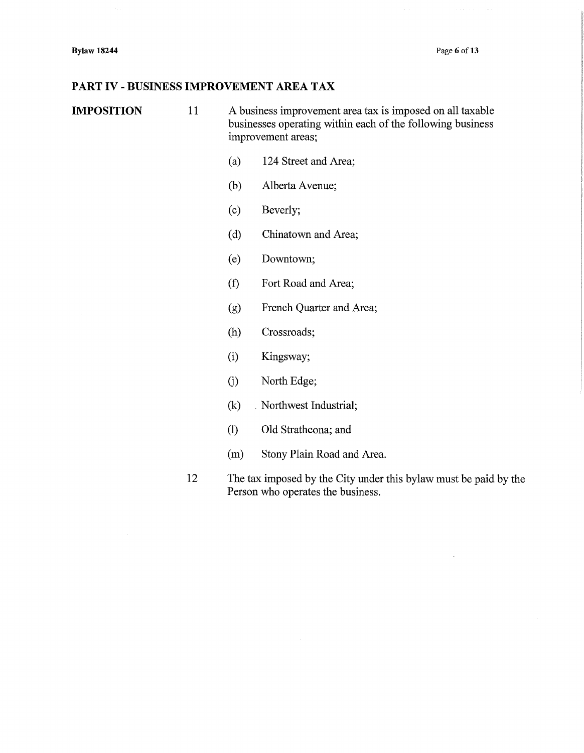## PART IV - BUSINESS IMPROVEMENT AREA TAX

**IMPOSITION**

11 A business improvement area tax is imposed on all taxable businesses operating within each of the following business improvement areas;

- (a) 124 Street and Area;
- (b) Alberta Avenue;
- (c) Beverly;
- (d) Chinatown and Area;
- (e) Downtown;
- (f) Fort Road and Area;
- (g) French Quarter and Area;
- (h) Crossroads;
- (i) Kingsway;
- (j) North Edge;
- (k) Northwest Industrial;
- (l) Old Strathcona; and
- (m) Stony Plain Road and Area.

12 The tax imposed by the City under this bylaw must be paid by the Person who operates the business.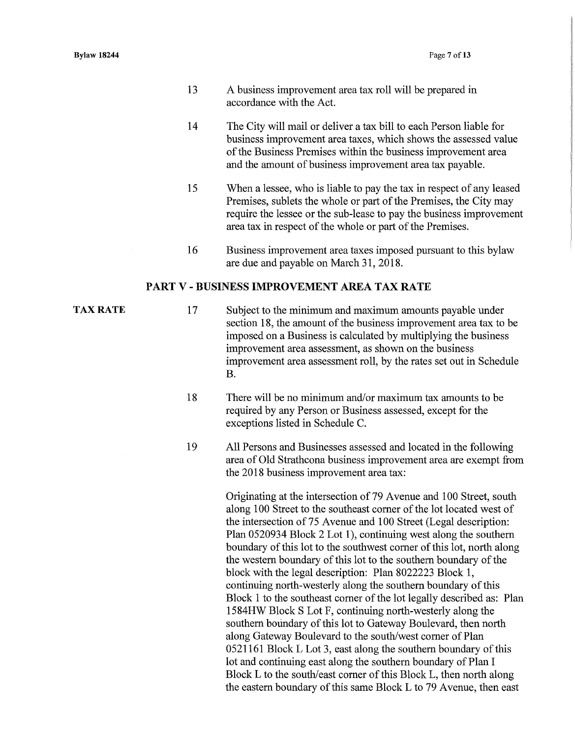13 A business improvement area tax roll will be prepared in accordance with the Act.

14 The City will mail or deliver a tax bill to each Person liable for business improvement area taxes, which shows the assessed value of the Business Premises within the business improvement area and the amount of business improvement area tax payable.

15 When a lessee, who is liable to pay the tax in respect of any leased Premises, sublets the whole or part of the Premises, the City may require the lessee or the sub-lease to pay the business improvement area tax in respect of the whole or part of the Premises.

16 Business improvement area taxes imposed pursuant to this bylaw are due and payable on March 31, 2018.

## PART V - BUSINESS IMPROVEMENT AREA TAX RATE

**TAX RATE**

17 Subject to the minimum and maximum amounts payable under section 18, the amount of the business improvement area tax to be imposed on a Business is calculated by multiplying the business improvement area assessment, as shown on the business improvement area assessment roll, by the rates set out in Schedule B.

18 There will be no minimum and/or maximum tax amounts to be required by any Person or Business assessed, except for the exceptions listed in Schedule C.

19 All Persons and Businesses assessed and located in the following area of Old Strathcona business improvement area are exempt from the 2018 business improvement area tax:

Originating at the intersection of 79 Avenue and 100 Street, south along 100 Street to the southeast corner of the lot located west of the intersection of 75 Avenue and 100 Street (Legal description: Plan 0520934 Block 2 Lot 1), continuing west along the southern boundary of this lot to the southwest corner of this lot, north along the western boundary of this lot to the southern boundary of the block with the legal description: Plan 8022223 Block 1, continuing north-westerly along the southern boundary of this Block 1 to the southeast corner of the lot legally described as: Plan 1584HW Block S Lot F, continuing north-westerly along the southern boundary of this lot to Gateway Boulevard, then north along Gateway Boulevard to the south/west corner of Plan 0521161 Block L Lot 3, east along the southern boundary of this lot and continuing east along the southern boundary of Plan I Block L to the south/east corner of this Block L, then north along the eastern boundary of this same Block L to 79 Avenue, then east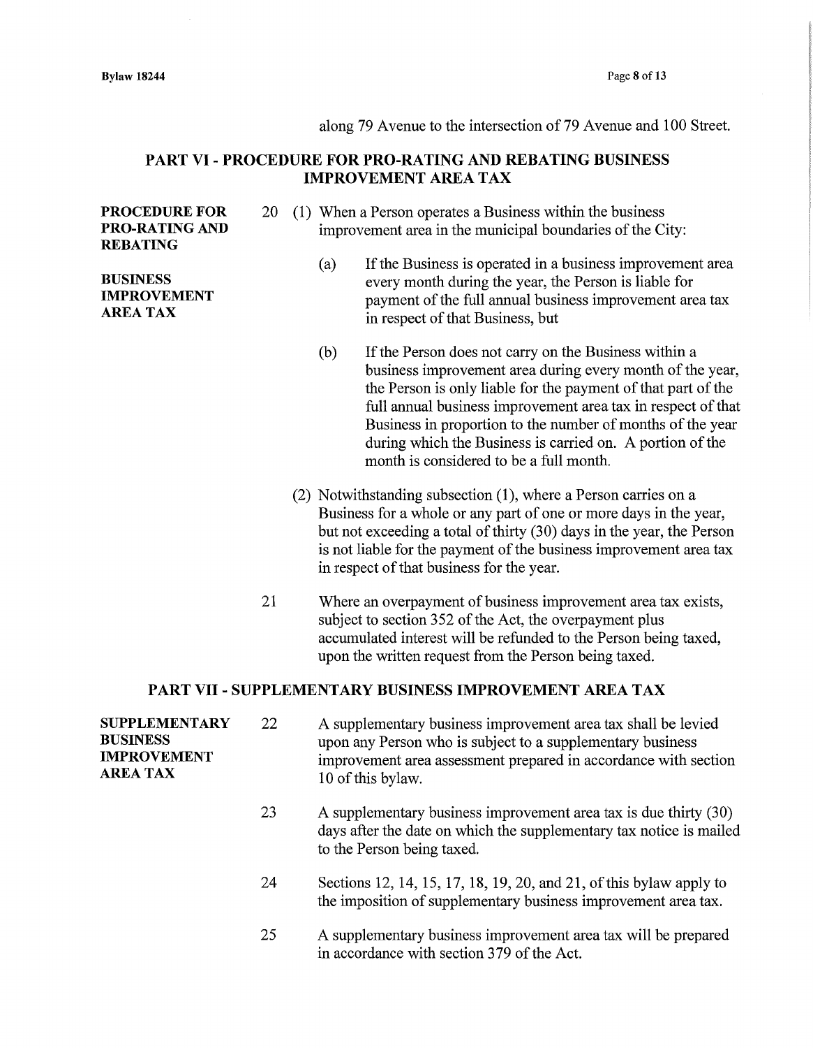along 79 Avenue to the intersection of 79 Avenue and 100 Street.

## PART VI - PROCEDURE FOR PRO-RATING AND REBATING BUSINESS IMPROVEMENT AREA TAX

**PROCEDURE FOR PRO-RATING AND REBATING**

**BUSINESS IMPROVEMENT AREA TAX**

20 (1) When a Person operates a Business within the business improvement area in the municipal boundaries of the City:

(a) If the Business is operated in a business improvement area every month during the year, the Person is liable for payment of the full annual business improvement area tax in respect of that Business, but

(b) If the Person does not carry on the Business within a business improvement area during every month of the year, the Person is only liable for the payment of that part of the full annual business improvement area tax in respect of that Business in proportion to the number of months of the year during which the Business is carried on. A portion of the month is considered to be a full month.

(2) Notwithstanding subsection (1), where a Person carries on a Business for a whole or any part of one or more days in the year, but not exceeding a total of thirty (30) days in the year, the Person is not liable for the payment of the business improvement area tax in respect of that business for the year.

21 Where an overpayment of business improvement area tax exists, subject to section 352 of the Act, the overpayment plus accumulated interest will be refunded to the Person being taxed, upon the written request from the Person being taxed.

## PART VII - SUPPLEMENTARY BUSINESS IMPROVEMENT AREA TAX

**SUPPLEMENTARY BUSINESS IMPROVEMENT AREA TAX**

22 A supplementary business improvement area tax shall be levied upon any Person who is subject to a supplementary business improvement area assessment prepared in accordance with section 10 of this bylaw.

23 A supplementary business improvement area tax is due thirty (30) days after the date on which the supplementary tax notice is mailed to the Person being taxed.

24 Sections 12, 14, 15, 17, 18, 19, 20, and 21, of this bylaw apply to the imposition of supplementary business improvement area tax.

25 A supplementary business improvement area tax will be prepared in accordance with section 379 of the Act.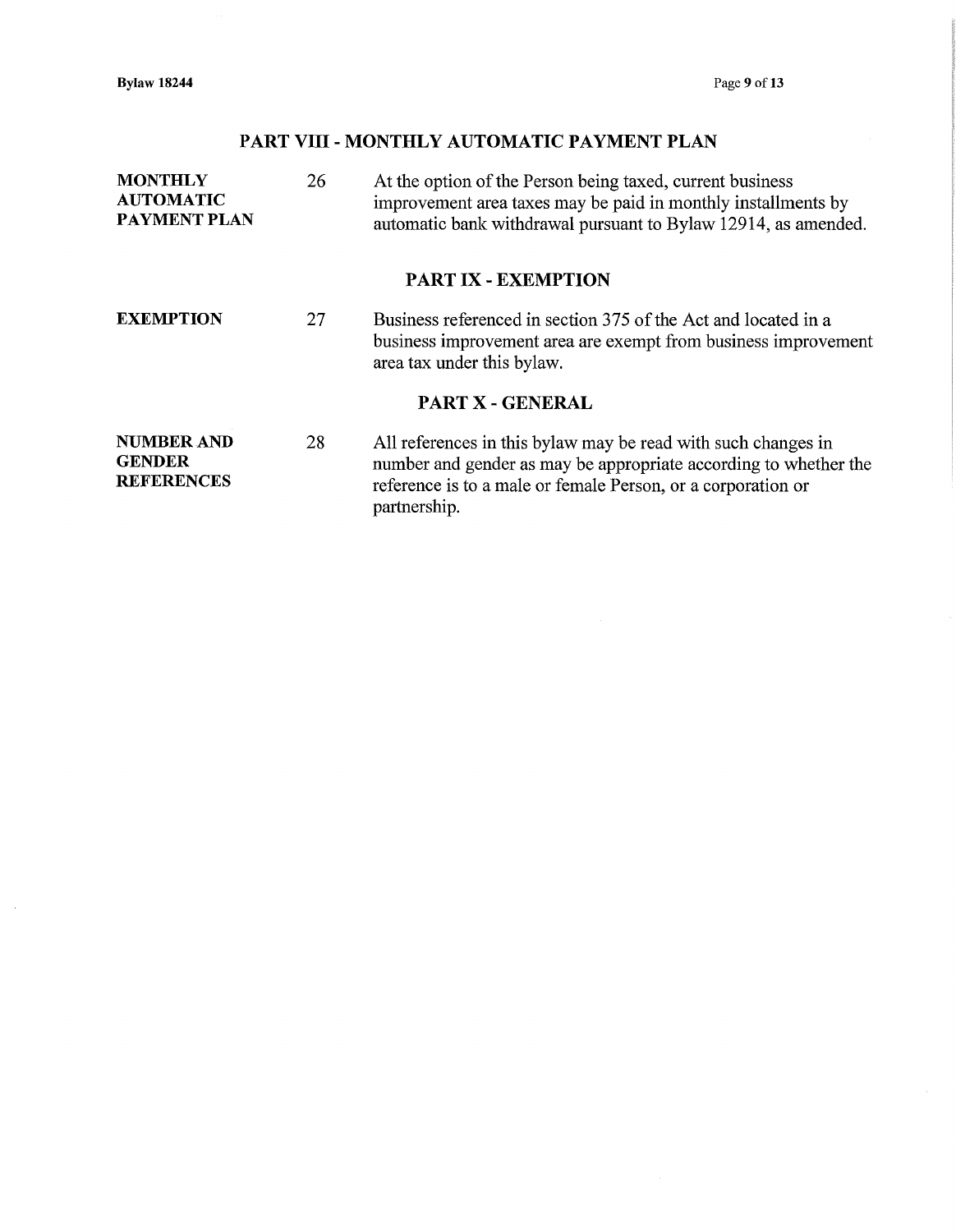## PART VIII - MONTHLY AUTOMATIC PAYMENT PLAN

**MONTHLY AUTOMATIC PAYMENT PLAN**

26 At the option of the Person being taxed, current business improvement area taxes may be paid in monthly installments by automatic bank withdrawal pursuant to Bylaw 12914, as amended.

## PART IX - EXEMPTION

**EXEMPTION**

27 Business referenced in section 375 of the Act and located in a business improvement area are exempt from business improvement area tax under this bylaw.

## PART X - GENERAL

**NUMBER AND GENDER REFERENCES**

28 All references in this bylaw may be read with such changes in number and gender as may be appropriate according to whether the reference is to a male or female Person, or a corporation or partnership.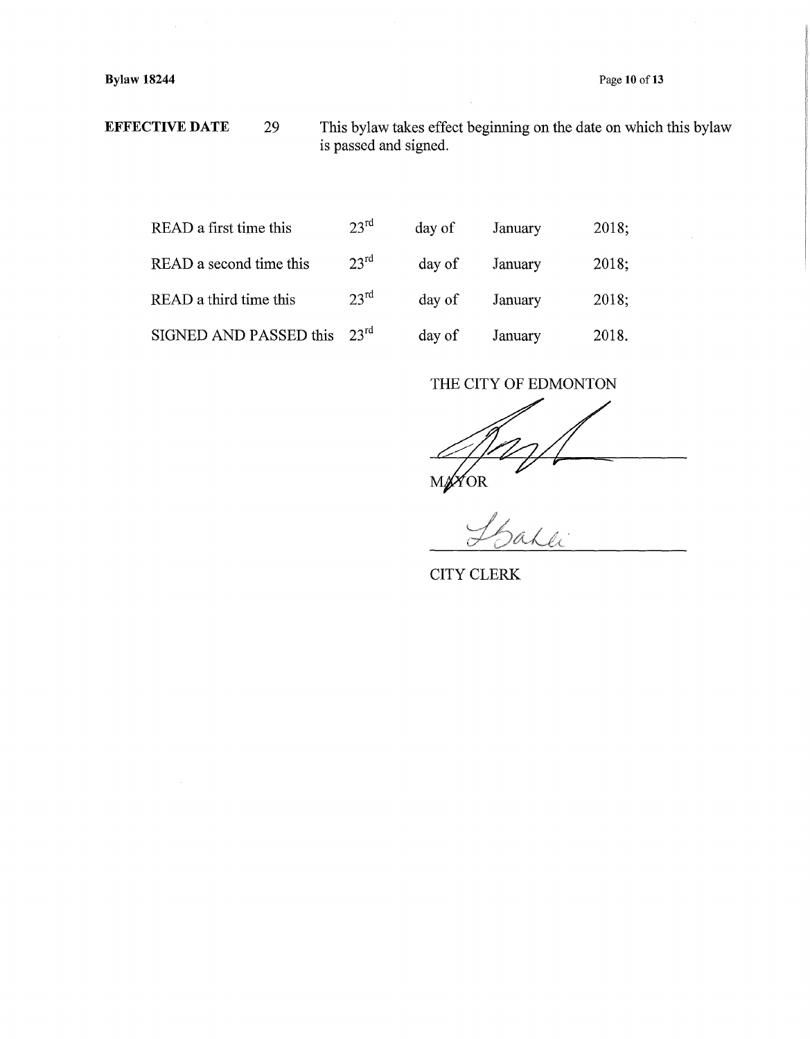**EFFECTIVE DATE** 29 This bylaw takes effect beginning on the date on which this bylaw is passed and signed.

| | | | | |
|---|---|---|---|---|
| READ a first time this | 23rd | day of | January | 2018; |
| READ a second time this | 23rd | day of | January | 2018; |
| READ a third time this | 23rd | day of | January | 2018; |
| SIGNED AND PASSED this | 23rd | day of | January | 2018. |

THE CITY OF EDMONTON

MAYOR

CITY CLERK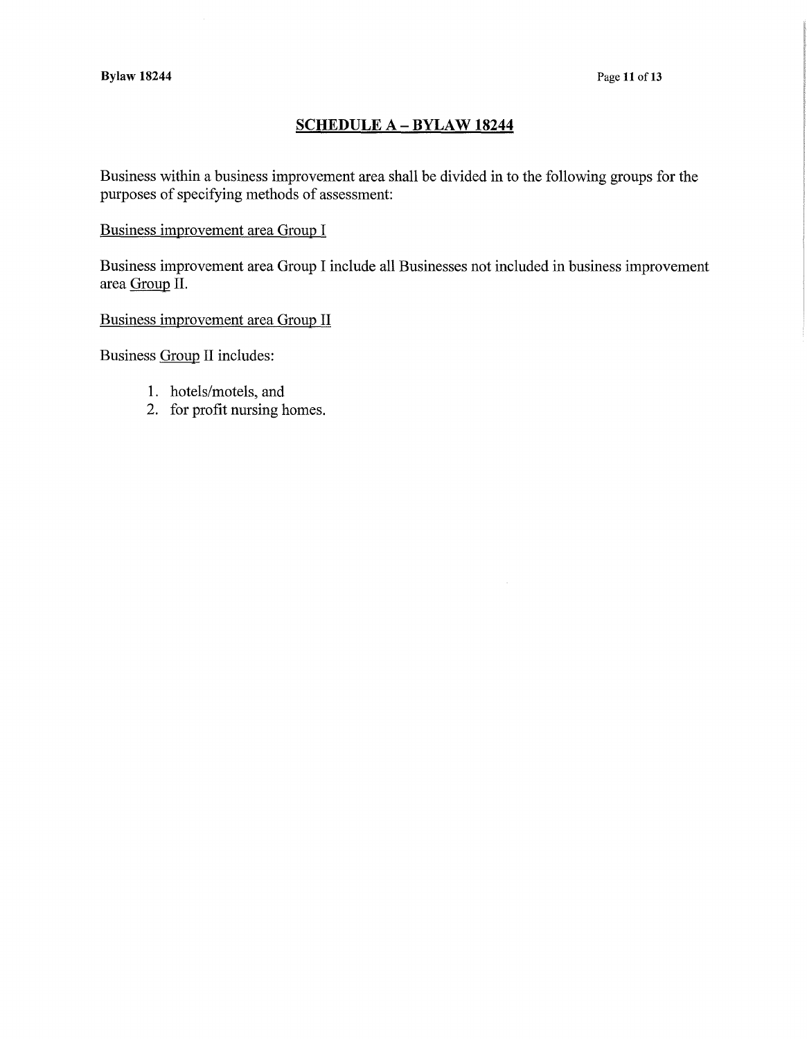## SCHEDULE A – BYLAW 18244

Business within a business improvement area shall be divided in to the following groups for the purposes of specifying methods of assessment:

Business improvement area Group I

Business improvement area Group I include all Businesses not included in business improvement area Group II.

Business improvement area Group II

Business Group II includes:

1. hotels/motels, and
2. for profit nursing homes.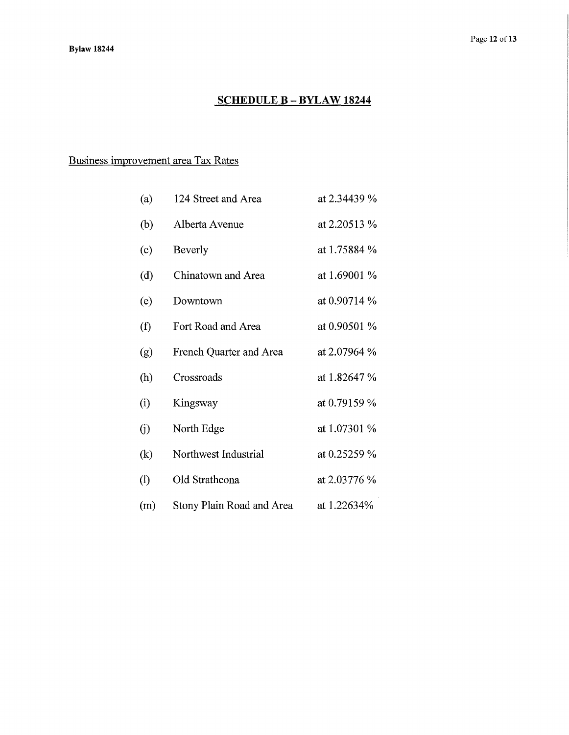## SCHEDULE B – BYLAW 18244

Business improvement area Tax Rates

| | | |
|---|---|---|
| (a) | 124 Street and Area | at 2.34439 % |
| (b) | Alberta Avenue | at 2.20513 % |
| (c) | Beverly | at 1.75884 % |
| (d) | Chinatown and Area | at 1.69001 % |
| (e) | Downtown | at 0.90714 % |
| (f) | Fort Road and Area | at 0.90501 % |
| (g) | French Quarter and Area | at 2.07964 % |
| (h) | Crossroads | at 1.82647 % |
| (i) | Kingsway | at 0.79159 % |
| (j) | North Edge | at 1.07301 % |
| (k) | Northwest Industrial | at 0.25259 % |
| (l) | Old Strathcona | at 2.03776 % |
| (m) | Stony Plain Road and Area | at 1.22634% |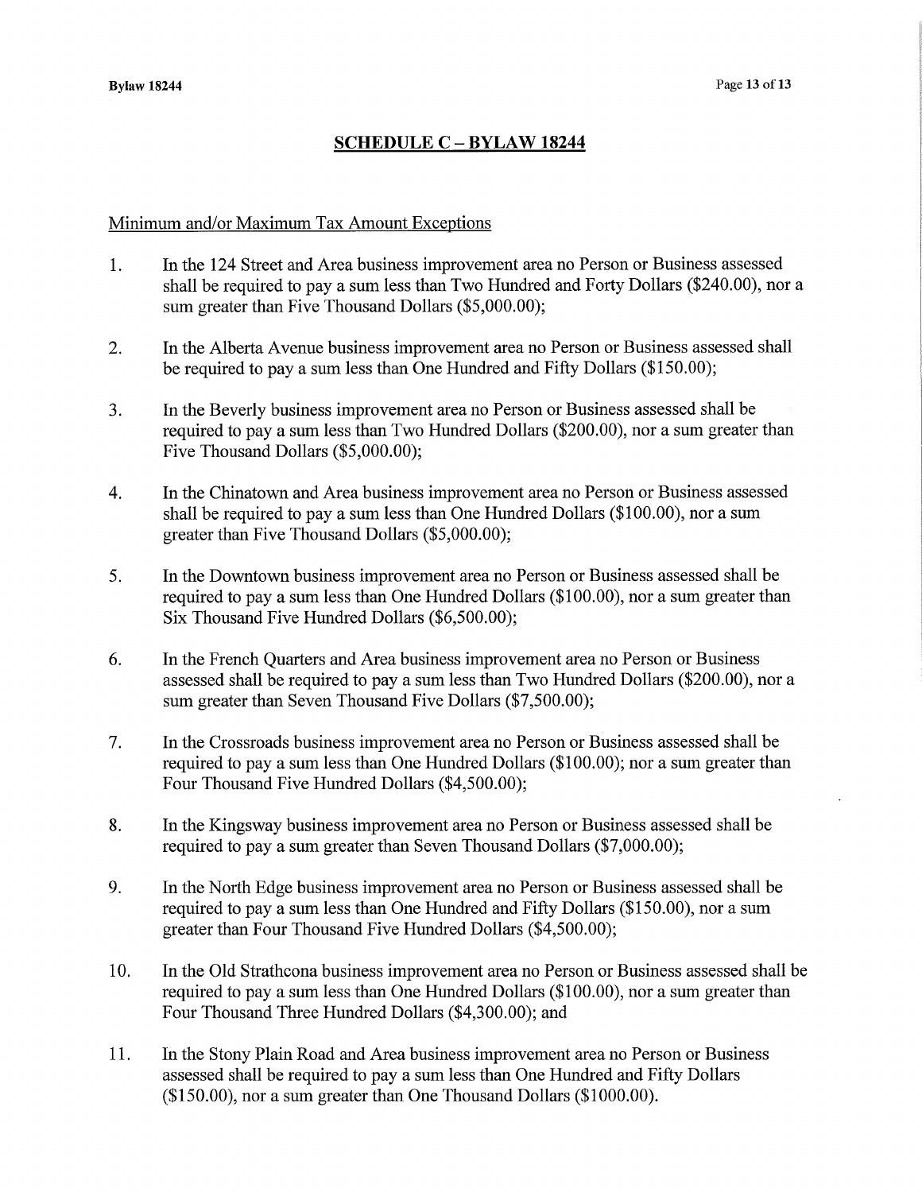## SCHEDULE C – BYLAW 18244

Minimum and/or Maximum Tax Amount Exceptions

1. In the 124 Street and Area business improvement area no Person or Business assessed shall be required to pay a sum less than Two Hundred and Forty Dollars ($240.00), nor a sum greater than Five Thousand Dollars ($5,000.00);

2. In the Alberta Avenue business improvement area no Person or Business assessed shall be required to pay a sum less than One Hundred and Fifty Dollars ($150.00);

3. In the Beverly business improvement area no Person or Business assessed shall be required to pay a sum less than Two Hundred Dollars ($200.00), nor a sum greater than Five Thousand Dollars ($5,000.00);

4. In the Chinatown and Area business improvement area no Person or Business assessed shall be required to pay a sum less than One Hundred Dollars ($100.00), nor a sum greater than Five Thousand Dollars ($5,000.00);

5. In the Downtown business improvement area no Person or Business assessed shall be required to pay a sum less than One Hundred Dollars ($100.00), nor a sum greater than Six Thousand Five Hundred Dollars ($6,500.00);

6. In the French Quarters and Area business improvement area no Person or Business assessed shall be required to pay a sum less than Two Hundred Dollars ($200.00), nor a sum greater than Seven Thousand Five Dollars ($7,500.00);

7. In the Crossroads business improvement area no Person or Business assessed shall be required to pay a sum less than One Hundred Dollars ($100.00); nor a sum greater than Four Thousand Five Hundred Dollars ($4,500.00);

8. In the Kingsway business improvement area no Person or Business assessed shall be required to pay a sum greater than Seven Thousand Dollars ($7,000.00);

9. In the North Edge business improvement area no Person or Business assessed shall be required to pay a sum less than One Hundred and Fifty Dollars ($150.00), nor a sum greater than Four Thousand Five Hundred Dollars ($4,500.00);

10. In the Old Strathcona business improvement area no Person or Business assessed shall be required to pay a sum less than One Hundred Dollars ($100.00), nor a sum greater than Four Thousand Three Hundred Dollars ($4,300.00); and

11. In the Stony Plain Road and Area business improvement area no Person or Business assessed shall be required to pay a sum less than One Hundred and Fifty Dollars ($150.00), nor a sum greater than One Thousand Dollars ($1000.00).